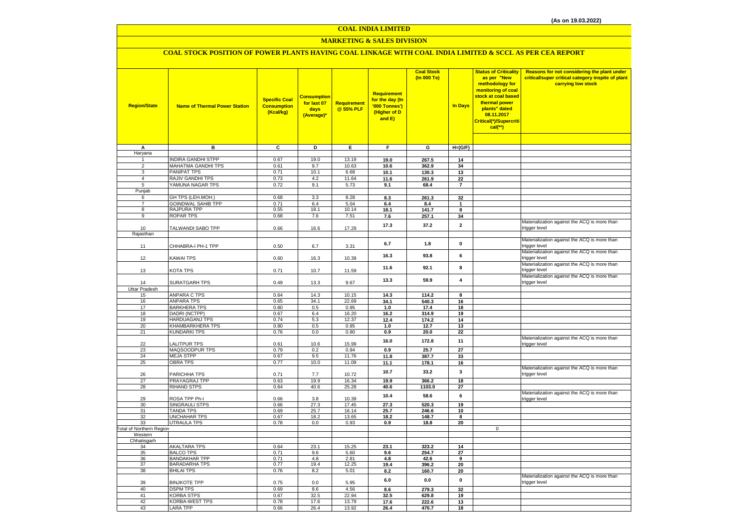(As on 19.03.2022)

# COAL INDIA LIMITED

## MARKETING & SALES DIVISION

### COAL STOCK POSITION OF POWER PLANTS HAVING COAL LINKAGE WITH COAL INDIA LIMITED & SCCL AS PER CEA REPORT

| Region/State | Name of Thermal Power Station | Specific Coal Consumption (Kcal/kg) | Consumption for last 07 days (Average)* | Requirement @ 55% PLF | Requirement for the day (In '000 Tonnes') (Higher of D and E) | Coal Stock (In 000 Te) | In Days | Status of Criticality as per "New methodology for monitoring of coal stock at coal based thermal power plants" dated 08.11.2017 Critical(*)/Supercritical(**) | Reasons for not considering the plant under critical/super critical category inspite of plant carrying low stock |
|---|---|---|---|---|---|---|---|---|---|
| A | B | C | D | E | F | G | H=(G/F) | | |
| Haryana | | | | | | | | | |
| 1 | INDIRA GANDHI STPP | 0.67 | 19.0 | 13.19 | 19.0 | 267.5 | 14 | | |
| 2 | MAHATMA GANDHI TPS | 0.61 | 9.7 | 10.63 | 10.6 | 362.9 | 34 | | |
| 3 | PANIPAT TPS | 0.71 | 10.1 | 6.68 | 10.1 | 130.3 | 13 | | |
| 4 | RAJIV GANDHI TPS | 0.73 | 4.2 | 11.64 | 11.6 | 261.9 | 22 | | |
| 5 | YAMUNA NAGAR TPS | 0.72 | 9.1 | 5.73 | 9.1 | 68.4 | 7 | | |
| Punjab | | | | | | | | | |
| 6 | GH TPS (LEH.MOH.) | 0.68 | 3.3 | 8.28 | 8.3 | 261.3 | 32 | | |
| 7 | GOINDWAL SAHIB TPP | 0.71 | 6.4 | 5.04 | 6.4 | 8.4 | 1 | | |
| 8 | RAJPURA TPP | 0.55 | 18.1 | 10.14 | 18.1 | 141.7 | 8 | | |
| 9 | ROPAR TPS | 0.68 | 7.6 | 7.51 | 7.6 | 257.1 | 34 | | |
| 10 | TALWANDI SABO TPP | 0.66 | 16.6 | 17.29 | 17.3 | 37.2 | 2 | | Materialization against the ACQ is more than trigger level |
| Rajasthan | | | | | | | | | |
| 11 | CHHABRA-I PH-1 TPP | 0.50 | 6.7 | 3.31 | 6.7 | 1.8 | 0 | | Materialization against the ACQ is more than trigger level |
| 12 | KAWAI TPS | 0.60 | 16.3 | 10.39 | 16.3 | 93.8 | 6 | | Materialization against the ACQ is more than trigger level |
| 13 | KOTA TPS | 0.71 | 10.7 | 11.59 | 11.6 | 92.1 | 8 | | Materialization against the ACQ is more than trigger level |
| 14 | SURATGARH TPS | 0.49 | 13.3 | 9.67 | 13.3 | 59.9 | 4 | | Materialization against the ACQ is more than trigger level |
| Uttar Pradesh | | | | | | | | | |
| 15 | ANPARA C TPS | 0.64 | 14.3 | 10.15 | 14.3 | 114.2 | 8 | | |
| 16 | ANPARA TPS | 0.65 | 34.1 | 22.69 | 34.1 | 540.3 | 16 | | |
| 17 | BARKHERA TPS | 0.80 | 0.5 | 0.95 | 1.0 | 17.4 | 18 | | |
| 18 | DADRI (NCTPP) | 0.67 | 6.4 | 16.20 | 16.2 | 314.9 | 19 | | |
| 19 | HARDUAGANJ TPS | 0.74 | 5.3 | 12.37 | 12.4 | 174.2 | 14 | | |
| 20 | KHAMBARKHERA TPS | 0.80 | 0.5 | 0.95 | 1.0 | 12.7 | 13 | | |
| 21 | KUNDARKI TPS | 0.76 | 0.0 | 0.90 | 0.9 | 20.0 | 22 | | |
| 22 | LALITPUR TPS | 0.61 | 10.6 | 15.99 | 16.0 | 172.8 | 11 | | Materialization against the ACQ is more than trigger level |
| 23 | MAQSOODPUR TPS | 0.79 | 0.2 | 0.94 | 0.9 | 25.7 | 27 | | |
| 24 | MEJA STPP | 0.67 | 9.5 | 11.76 | 11.8 | 387.7 | 33 | | |
| 25 | OBRA TPS | 0.77 | 10.0 | 11.09 | 11.1 | 178.1 | 16 | | |
| 26 | PARICHHA TPS | 0.71 | 7.7 | 10.72 | 10.7 | 33.2 | 3 | | Materialization against the ACQ is more than trigger level |
| 27 | PRAYAGRAJ TPP | 0.63 | 19.9 | 16.34 | 19.9 | 366.2 | 18 | | |
| 28 | RIHAND STPS | 0.64 | 40.6 | 25.28 | 40.6 | 1103.0 | 27 | | |
| 29 | ROSA TPP Ph-I | 0.66 | 3.8 | 10.39 | 10.4 | 58.6 | 6 | | Materialization against the ACQ is more than trigger level |
| 30 | SINGRAULI STPS | 0.66 | 27.3 | 17.45 | 27.3 | 520.3 | 19 | | |
| 31 | TANDA TPS | 0.69 | 25.7 | 16.14 | 25.7 | 246.6 | 10 | | |
| 32 | UNCHAHAR TPS | 0.67 | 18.2 | 13.65 | 18.2 | 148.7 | 8 | | |
| 33 | UTRAULA TPS | 0.78 | 0.0 | 0.93 | 0.9 | 18.8 | 20 | | |
| Total of Northern Region | | | | | | | | 0 | |
| Western | | | | | | | | | |
| Chhatisgarh | | | | | | | | | |
| 34 | AKALTARA TPS | 0.64 | 23.1 | 15.25 | 23.1 | 323.2 | 14 | | |
| 35 | BALCO TPS | 0.71 | 9.6 | 5.60 | 9.6 | 254.7 | 27 | | |
| 36 | BANDAKHAR TPP | 0.71 | 4.8 | 2.81 | 4.8 | 42.6 | 9 | | |
| 37 | BARADARHA TPS | 0.77 | 19.4 | 12.25 | 19.4 | 396.2 | 20 | | |
| 38 | BHILAI TPS | 0.76 | 8.2 | 5.01 | 8.2 | 160.7 | 20 | | |
| 39 | BINJKOTE TPP | 0.75 | 0.0 | 5.95 | 6.0 | 0.0 | 0 | | Materialization against the ACQ is more than trigger level |
| 40 | DSPM TPS | 0.69 | 8.6 | 4.56 | 8.6 | 279.3 | 32 | | |
| 41 | KORBA STPS | 0.67 | 32.5 | 22.94 | 32.5 | 629.8 | 19 | | |
| 42 | KORBA-WEST TPS | 0.78 | 17.6 | 13.79 | 17.6 | 222.6 | 13 | | |
| 43 | LARA TPP | 0.66 | 26.4 | 13.92 | 26.4 | 470.7 | 18 | | |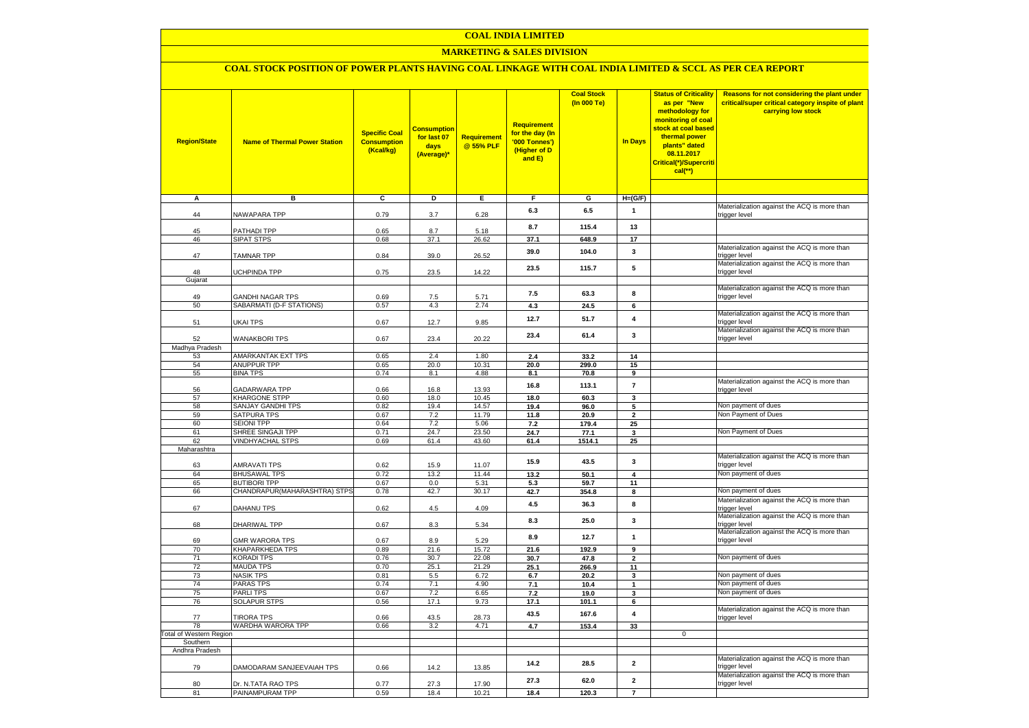# COAL INDIA LIMITED

## MARKETING & SALES DIVISION

### COAL STOCK POSITION OF POWER PLANTS HAVING COAL LINKAGE WITH COAL INDIA LIMITED & SCCL AS PER CEA REPORT

| Region/State | Name of Thermal Power Station | Specific Coal Consumption (Kcal/kg) | Consumption for last 07 days (Average)* | Requirement @ 55% PLF | Requirement for the day (In '000 Tonnes') (Higher of D and E) | Coal Stock (In 000 Te) | In Days | Status of Criticality as per "New methodology for monitoring of coal stock at coal based thermal power plants" dated 08.11.2017 Critical(*)/Supercritical(**) | Reasons for not considering the plant under critical/super critical category inspite of plant carrying low stock |
|---|---|---|---|---|---|---|---|---|---|
| A | B | C | D | E | F | G | H=(G/F) | | |
| 44 | NAWAPARA TPP | 0.79 | 3.7 | 6.28 | 6.3 | 6.5 | 1 | | Materialization against the ACQ is more than trigger level |
| 45 | PATHADI TPP | 0.65 | 8.7 | 5.18 | 8.7 | 115.4 | 13 | | |
| 46 | SIPAT STPS | 0.68 | 37.1 | 26.62 | 37.1 | 648.9 | 17 | | |
| 47 | TAMNAR TPP | 0.84 | 39.0 | 26.52 | 39.0 | 104.0 | 3 | | Materialization against the ACQ is more than trigger level |
| 48 | UCHPINDA TPP | 0.75 | 23.5 | 14.22 | 23.5 | 115.7 | 5 | | Materialization against the ACQ is more than trigger level |
| Gujarat | | | | | | | | | |
| 49 | GANDHI NAGAR TPS | 0.69 | 7.5 | 5.71 | 7.5 | 63.3 | 8 | | Materialization against the ACQ is more than trigger level |
| 50 | SABARMATI (D-F STATIONS) | 0.57 | 4.3 | 2.74 | 4.3 | 24.5 | 6 | | |
| 51 | UKAI TPS | 0.67 | 12.7 | 9.85 | 12.7 | 51.7 | 4 | | Materialization against the ACQ is more than trigger level |
| 52 | WANAKBORI TPS | 0.67 | 23.4 | 20.22 | 23.4 | 61.4 | 3 | | Materialization against the ACQ is more than trigger level |
| Madhya Pradesh | | | | | | | | | |
| 53 | AMARKANTAK EXT TPS | 0.65 | 2.4 | 1.80 | 2.4 | 33.2 | 14 | | |
| 54 | ANUPPUR TPP | 0.65 | 20.0 | 10.31 | 20.0 | 299.0 | 15 | | |
| 55 | BINA TPS | 0.74 | 8.1 | 4.88 | 8.1 | 70.8 | 9 | | |
| 56 | GADARWARA TPP | 0.66 | 16.8 | 13.93 | 16.8 | 113.1 | 7 | | Materialization against the ACQ is more than trigger level |
| 57 | KHARGONE STPP | 0.60 | 18.0 | 10.45 | 18.0 | 60.3 | 3 | | |
| 58 | SANJAY GANDHI TPS | 0.82 | 19.4 | 14.57 | 19.4 | 96.0 | 5 | | Non payment of dues |
| 59 | SATPURA TPS | 0.67 | 7.2 | 11.79 | 11.8 | 20.9 | 2 | | Non Payment of Dues |
| 60 | SEIONI TPP | 0.64 | 7.2 | 5.06 | 7.2 | 179.4 | 25 | | |
| 61 | SHREE SINGAJI TPP | 0.71 | 24.7 | 23.50 | 24.7 | 77.1 | 3 | | Non Payment of Dues |
| 62 | VINDHYACHAL STPS | 0.69 | 61.4 | 43.60 | 61.4 | 1514.1 | 25 | | |
| Maharashtra | | | | | | | | | |
| 63 | AMRAVATI TPS | 0.62 | 15.9 | 11.07 | 15.9 | 43.5 | 3 | | Materialization against the ACQ is more than trigger level |
| 64 | BHUSAWAL TPS | 0.72 | 13.2 | 11.44 | 13.2 | 50.1 | 4 | | Non payment of dues |
| 65 | BUTIBORI TPP | 0.67 | 0.0 | 5.31 | 5.3 | 59.7 | 11 | | |
| 66 | CHANDRAPUR(MAHARASHTRA) STPS | 0.78 | 42.7 | 30.17 | 42.7 | 354.8 | 8 | | Non payment of dues |
| 67 | DAHANU TPS | 0.62 | 4.5 | 4.09 | 4.5 | 36.3 | 8 | | Materialization against the ACQ is more than trigger level |
| 68 | DHARIWAL TPP | 0.67 | 8.3 | 5.34 | 8.3 | 25.0 | 3 | | Materialization against the ACQ is more than trigger level |
| 69 | GMR WARORA TPS | 0.67 | 8.9 | 5.29 | 8.9 | 12.7 | 1 | | Materialization against the ACQ is more than trigger level |
| 70 | KHAPARKHEDA TPS | 0.89 | 21.6 | 15.72 | 21.6 | 192.9 | 9 | | |
| 71 | KORADI TPS | 0.76 | 30.7 | 22.08 | 30.7 | 47.8 | 2 | | Non payment of dues |
| 72 | MAUDA TPS | 0.70 | 25.1 | 21.29 | 25.1 | 266.9 | 11 | | |
| 73 | NASIK TPS | 0.81 | 5.5 | 6.72 | 6.7 | 20.2 | 3 | | Non payment of dues |
| 74 | PARAS TPS | 0.74 | 7.1 | 4.90 | 7.1 | 10.4 | 1 | | Non payment of dues |
| 75 | PARLI TPS | 0.67 | 7.2 | 6.65 | 7.2 | 19.0 | 3 | | Non payment of dues |
| 76 | SOLAPUR STPS | 0.56 | 17.1 | 9.73 | 17.1 | 101.1 | 6 | | |
| 77 | TIRORA TPS | 0.66 | 43.5 | 28.73 | 43.5 | 167.6 | 4 | | Materialization against the ACQ is more than trigger level |
| 78 | WARDHA WARORA TPP | 0.66 | 3.2 | 4.71 | 4.7 | 153.4 | 33 | | |
| Total of Western Region | | | | | | | | 0 | |
| Southern | | | | | | | | | |
| Andhra Pradesh | | | | | | | | | |
| 79 | DAMODARAM SANJEEVAIAH TPS | 0.66 | 14.2 | 13.85 | 14.2 | 28.5 | 2 | | Materialization against the ACQ is more than trigger level |
| 80 | Dr. N.TATA RAO TPS | 0.77 | 27.3 | 17.90 | 27.3 | 62.0 | 2 | | Materialization against the ACQ is more than trigger level |
| 81 | PAINAMPURAM TPP | 0.59 | 18.4 | 10.21 | 18.4 | 120.3 | 7 | | |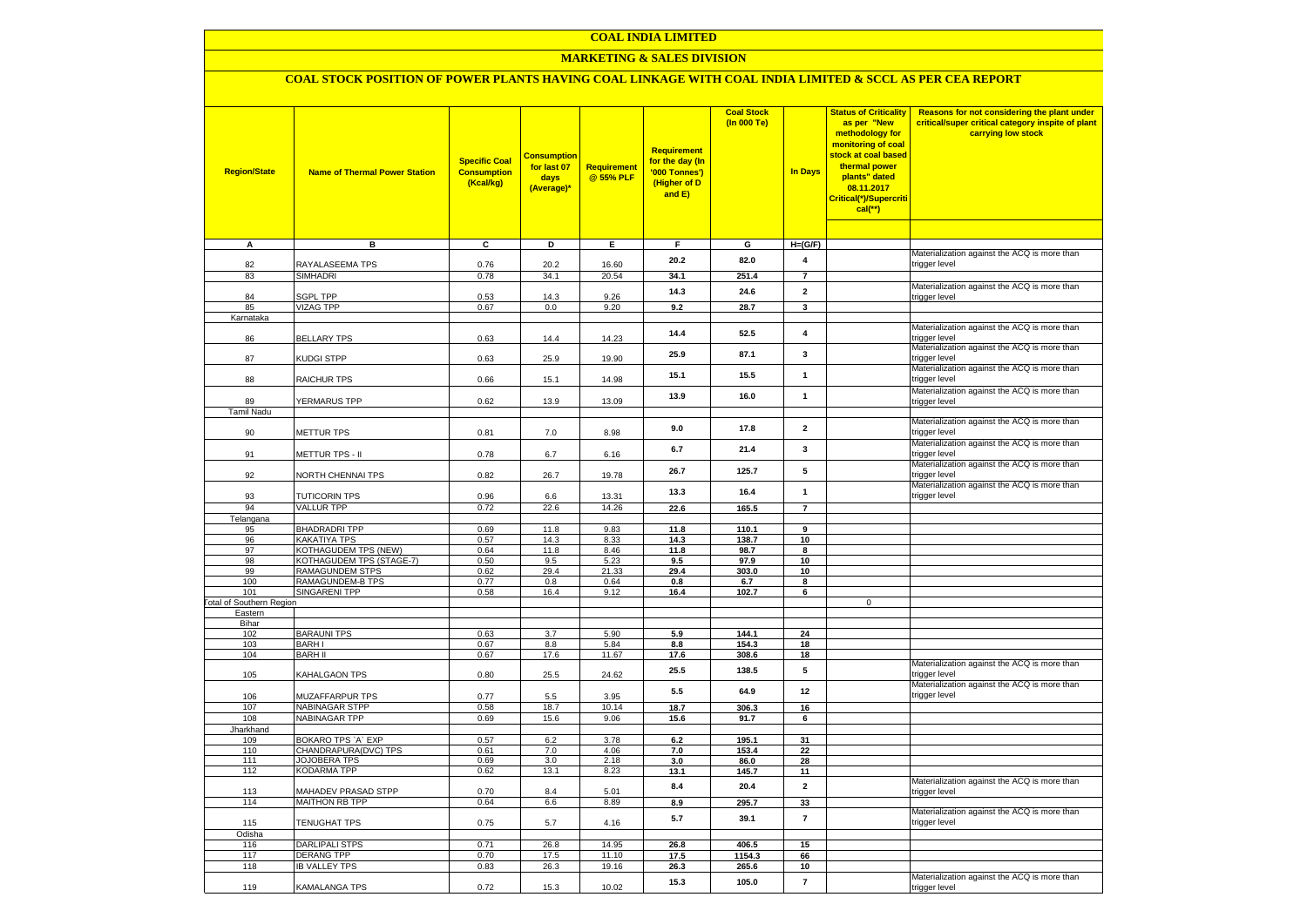# COAL INDIA LIMITED

## MARKETING & SALES DIVISION

### COAL STOCK POSITION OF POWER PLANTS HAVING COAL LINKAGE WITH COAL INDIA LIMITED & SCCL AS PER CEA REPORT

| Region/State | Name of Thermal Power Station | Specific Coal Consumption (Kcal/kg) | Consumption for last 07 days (Average)* | Requirement @ 55% PLF | Requirement for the day (In '000 Tonnes') (Higher of D and E) | Coal Stock (In 000 Te) | In Days | Status of Criticality as per "New methodology for monitoring of coal stock at coal based thermal power plants" dated 08.11.2017 Critical(*)/Supercritical(**) | Reasons for not considering the plant under critical/super critical category inspite of plant carrying low stock |
|---|---|---|---|---|---|---|---|---|---|
| A | B | C | D | E | F | G | H=(G/F) | | |
| 82 | RAYALASEEMA TPS | 0.76 | 20.2 | 16.60 | 20.2 | 82.0 | 4 | | Materialization against the ACQ is more than trigger level |
| 83 | SIMHADRI | 0.78 | 34.1 | 20.54 | 34.1 | 251.4 | 7 | | |
| 84 | SGPL TPP | 0.53 | 14.3 | 9.26 | 14.3 | 24.6 | 2 | | Materialization against the ACQ is more than trigger level |
| 85 | VIZAG TPP | 0.67 | 0.0 | 9.20 | 9.2 | 28.7 | 3 | | |
| Karnataka | | | | | | | | | |
| 86 | BELLARY TPS | 0.63 | 14.4 | 14.23 | 14.4 | 52.5 | 4 | | Materialization against the ACQ is more than trigger level |
| 87 | KUDGI STPP | 0.63 | 25.9 | 19.90 | 25.9 | 87.1 | 3 | | Materialization against the ACQ is more than trigger level |
| 88 | RAICHUR TPS | 0.66 | 15.1 | 14.98 | 15.1 | 15.5 | 1 | | Materialization against the ACQ is more than trigger level |
| 89 | YERMARUS TPP | 0.62 | 13.9 | 13.09 | 13.9 | 16.0 | 1 | | Materialization against the ACQ is more than trigger level |
| Tamil Nadu | | | | | | | | | |
| 90 | METTUR TPS | 0.81 | 7.0 | 8.98 | 9.0 | 17.8 | 2 | | Materialization against the ACQ is more than trigger level |
| 91 | METTUR TPS - II | 0.78 | 6.7 | 6.16 | 6.7 | 21.4 | 3 | | Materialization against the ACQ is more than trigger level |
| 92 | NORTH CHENNAI TPS | 0.82 | 26.7 | 19.78 | 26.7 | 125.7 | 5 | | Materialization against the ACQ is more than trigger level |
| 93 | TUTICORIN TPS | 0.96 | 6.6 | 13.31 | 13.3 | 16.4 | 1 | | Materialization against the ACQ is more than trigger level |
| 94 | VALLUR TPP | 0.72 | 22.6 | 14.26 | 22.6 | 165.5 | 7 | | |
| Telangana | | | | | | | | | |
| 95 | BHADRADRI TPP | 0.69 | 11.8 | 9.83 | 11.8 | 110.1 | 9 | | |
| 96 | KAKATIYA TPS | 0.57 | 14.3 | 8.33 | 14.3 | 138.7 | 10 | | |
| 97 | KOTHAGUDEM TPS (NEW) | 0.64 | 11.8 | 8.46 | 11.8 | 98.7 | 8 | | |
| 98 | KOTHAGUDEM TPS (STAGE-7) | 0.50 | 9.5 | 5.23 | 9.5 | 97.9 | 10 | | |
| 99 | RAMAGUNDEM STPS | 0.62 | 29.4 | 21.33 | 29.4 | 303.0 | 10 | | |
| 100 | RAMAGUNDEM-B TPS | 0.77 | 0.8 | 0.64 | 0.8 | 6.7 | 8 | | |
| 101 | SINGARENI TPP | 0.58 | 16.4 | 9.12 | 16.4 | 102.7 | 6 | | |
| Total of Southern Region | | | | | | | | 0 | |
| Eastern | | | | | | | | | |
| Bihar | | | | | | | | | |
| 102 | BARAUNI TPS | 0.63 | 3.7 | 5.90 | 5.9 | 144.1 | 24 | | |
| 103 | BARH I | 0.67 | 8.8 | 5.84 | 8.8 | 154.3 | 18 | | |
| 104 | BARH II | 0.67 | 17.6 | 11.67 | 17.6 | 308.6 | 18 | | |
| 105 | KAHALGAON TPS | 0.80 | 25.5 | 24.62 | 25.5 | 138.5 | 5 | | Materialization against the ACQ is more than trigger level |
| 106 | MUZAFFARPUR TPS | 0.77 | 5.5 | 3.95 | 5.5 | 64.9 | 12 | | Materialization against the ACQ is more than trigger level |
| 107 | NABINAGAR STPP | 0.58 | 18.7 | 10.14 | 18.7 | 306.3 | 16 | | |
| 108 | NABINAGAR TPP | 0.69 | 15.6 | 9.06 | 15.6 | 91.7 | 6 | | |
| Jharkhand | | | | | | | | | |
| 109 | BOKARO TPS `A` EXP | 0.57 | 6.2 | 3.78 | 6.2 | 195.1 | 31 | | |
| 110 | CHANDRAPURA(DVC) TPS | 0.61 | 7.0 | 4.06 | 7.0 | 153.4 | 22 | | |
| 111 | JOJOBERA TPS | 0.69 | 3.0 | 2.18 | 3.0 | 86.0 | 28 | | |
| 112 | KODARMA TPP | 0.62 | 13.1 | 8.23 | 13.1 | 145.7 | 11 | | |
| 113 | MAHADEV PRASAD STPP | 0.70 | 8.4 | 5.01 | 8.4 | 20.4 | 2 | | Materialization against the ACQ is more than trigger level |
| 114 | MAITHON RB TPP | 0.64 | 6.6 | 8.89 | 8.9 | 295.7 | 33 | | |
| 115 | TENUGHAT TPS | 0.75 | 5.7 | 4.16 | 5.7 | 39.1 | 7 | | Materialization against the ACQ is more than trigger level |
| Odisha | | | | | | | | | |
| 116 | DARLIPALI STPS | 0.71 | 26.8 | 14.95 | 26.8 | 406.5 | 15 | | |
| 117 | DERANG TPP | 0.70 | 17.5 | 11.10 | 17.5 | 1154.3 | 66 | | |
| 118 | IB VALLEY TPS | 0.83 | 26.3 | 19.16 | 26.3 | 265.6 | 10 | | |
| 119 | KAMALANGA TPS | 0.72 | 15.3 | 10.02 | 15.3 | 105.0 | 7 | | Materialization against the ACQ is more than trigger level |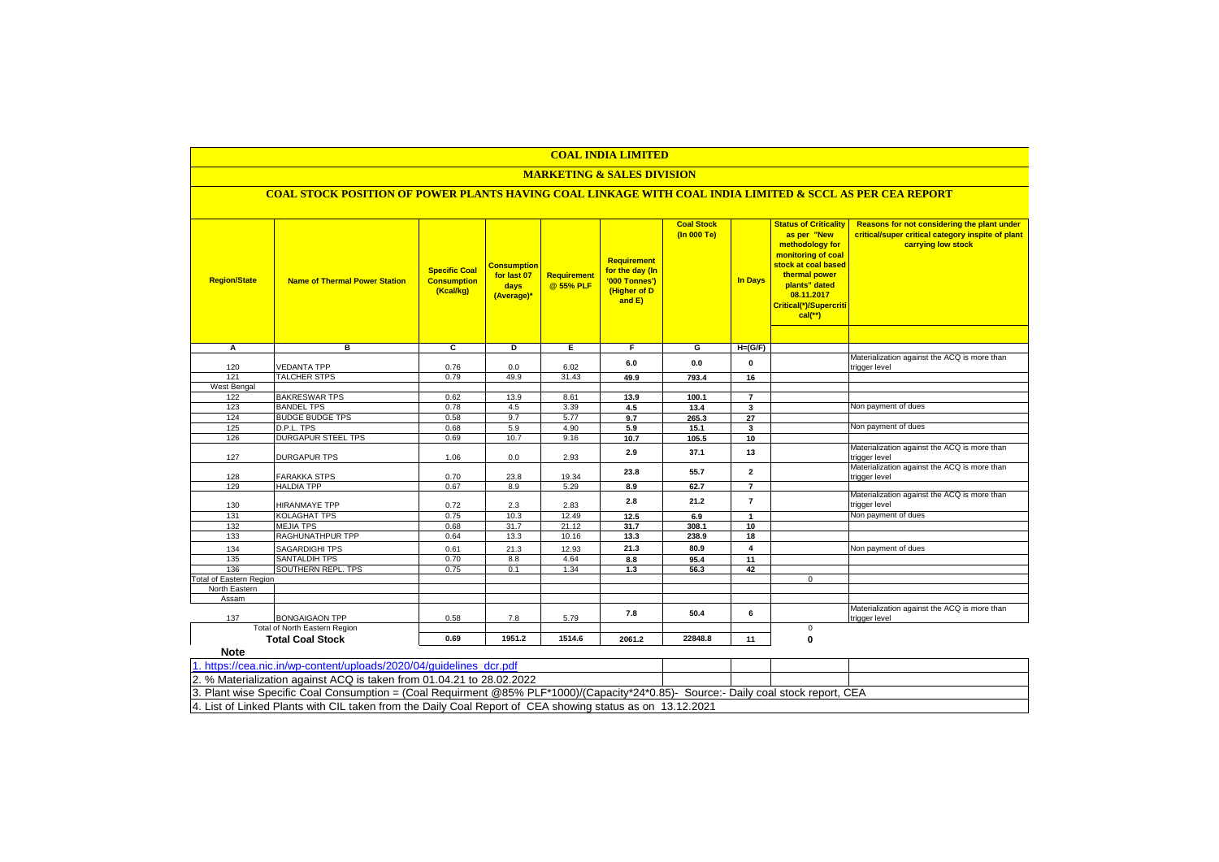# COAL INDIA LIMITED

## MARKETING & SALES DIVISION

### COAL STOCK POSITION OF POWER PLANTS HAVING COAL LINKAGE WITH COAL INDIA LIMITED & SCCL AS PER CEA REPORT

| Region/State | Name of Thermal Power Station | Specific Coal Consumption (Kcal/kg) | Consumption for last 07 days (Average)* | Requirement @ 55% PLF | Requirement for the day (In '000 Tonnes') (Higher of D and E) | Coal Stock (In 000 Te) | In Days | Status of Criticality as per "New methodology for monitoring of coal stock at coal based thermal power plants" dated 08.11.2017 Critical(*)/Supercritical(**) | Reasons for not considering the plant under critical/super critical category inspite of plant carrying low stock |
|---|---|---|---|---|---|---|---|---|---|
| A | B | C | D | E | F | G | H=(G/F) | | |
| 120 | VEDANTA TPP | 0.76 | 0.0 | 6.02 | 6.0 | 0.0 | 0 | | Materialization against the ACQ is more than trigger level |
| 121 | TALCHER STPS | 0.79 | 49.9 | 31.43 | 49.9 | 793.4 | 16 | | |
| West Bengal | | | | | | | | | |
| 122 | BAKRESWAR TPS | 0.62 | 13.9 | 8.61 | 13.9 | 100.1 | 7 | | |
| 123 | BANDEL TPS | 0.78 | 4.5 | 3.39 | 4.5 | 13.4 | 3 | | Non payment of dues |
| 124 | BUDGE BUDGE TPS | 0.58 | 9.7 | 5.77 | 9.7 | 265.3 | 27 | | |
| 125 | D.P.L. TPS | 0.68 | 5.9 | 4.90 | 5.9 | 15.1 | 3 | | Non payment of dues |
| 126 | DURGAPUR STEEL TPS | 0.69 | 10.7 | 9.16 | 10.7 | 105.5 | 10 | | |
| 127 | DURGAPUR TPS | 1.06 | 0.0 | 2.93 | 2.9 | 37.1 | 13 | | Materialization against the ACQ is more than trigger level |
| 128 | FARAKKA STPS | 0.70 | 23.8 | 19.34 | 23.8 | 55.7 | 2 | | Materialization against the ACQ is more than trigger level |
| 129 | HALDIA TPP | 0.67 | 8.9 | 5.29 | 8.9 | 62.7 | 7 | | |
| 130 | HIRANMAYE TPP | 0.72 | 2.3 | 2.83 | 2.8 | 21.2 | 7 | | Materialization against the ACQ is more than trigger level |
| 131 | KOLAGHAT TPS | 0.75 | 10.3 | 12.49 | 12.5 | 6.9 | 1 | | Non payment of dues |
| 132 | MEJIA TPS | 0.68 | 31.7 | 21.12 | 31.7 | 308.1 | 10 | | |
| 133 | RAGHUNATHPUR TPP | 0.64 | 13.3 | 10.16 | 13.3 | 238.9 | 18 | | |
| 134 | SAGARDIGHI TPS | 0.61 | 21.3 | 12.93 | 21.3 | 80.9 | 4 | | Non payment of dues |
| 135 | SANTALDIH TPS | 0.70 | 8.8 | 4.64 | 8.8 | 95.4 | 11 | | |
| 136 | SOUTHERN REPL. TPS | 0.75 | 0.1 | 1.34 | 1.3 | 56.3 | 42 | | |
| Total of Eastern Region | | | | | | | | 0 | |
| North Eastern | | | | | | | | | |
| Assam | | | | | | | | | |
| 137 | BONGAIGAON TPP | 0.58 | 7.8 | 5.79 | 7.8 | 50.4 | 6 | | Materialization against the ACQ is more than trigger level |
| Total of North Eastern Region | | | | | | | | 0 | |
| Total Coal Stock | | 0.69 | 1951.2 | 1514.6 | 2061.2 | 22848.8 | 11 | 0 | |

**Note**

1. https://cea.nic.in/wp-content/uploads/2020/04/guidelines_dcr.pdf
2. % Materialization against ACQ is taken from 01.04.21 to 28.02.2022
3. Plant wise Specific Coal Consumption = (Coal Requirment @85% PLF*1000)/(Capacity*24*0.85)- Source:- Daily coal stock report, CEA
4. List of Linked Plants with CIL taken from the Daily Coal Report of CEA showing status as on 13.12.2021